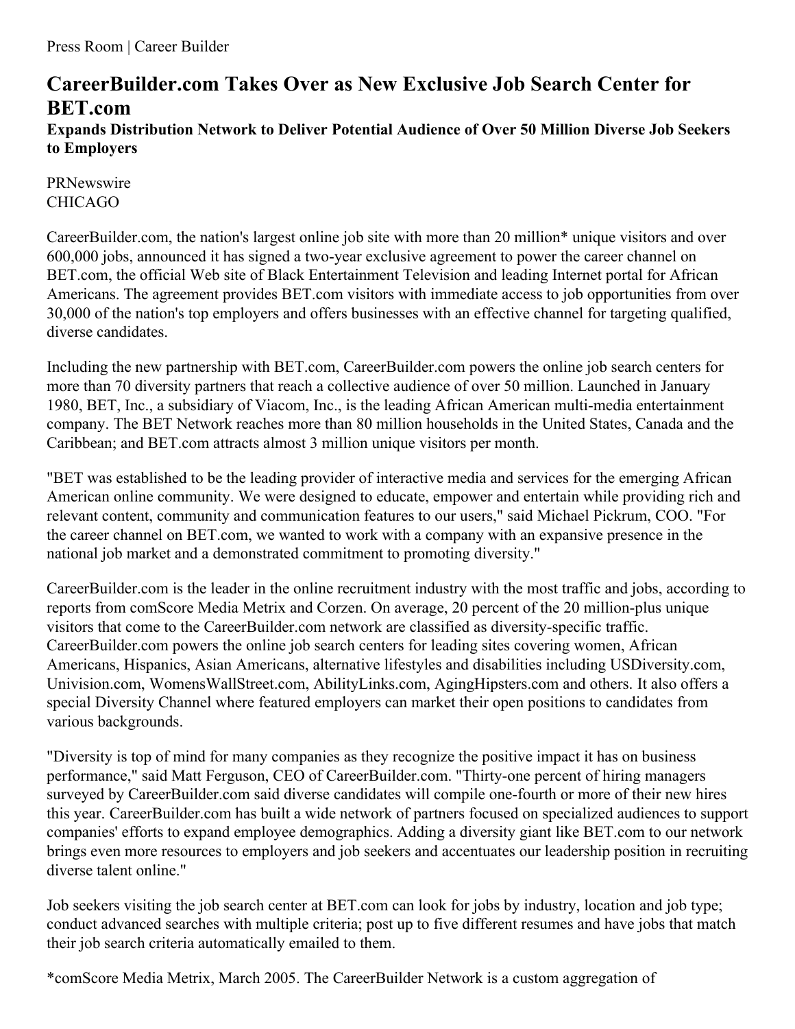Press Room | Career Builder

# CareerBuilder.com Takes Over as New Exclusive Job Search Center for BET.com

**Expands Distribution Network to Deliver Potential Audience of Over 50 Million Diverse Job Seekers to Employers**

PRNewswire
CHICAGO

CareerBuilder.com, the nation's largest online job site with more than 20 million* unique visitors and over 600,000 jobs, announced it has signed a two-year exclusive agreement to power the career channel on BET.com, the official Web site of Black Entertainment Television and leading Internet portal for African Americans. The agreement provides BET.com visitors with immediate access to job opportunities from over 30,000 of the nation's top employers and offers businesses with an effective channel for targeting qualified, diverse candidates.

Including the new partnership with BET.com, CareerBuilder.com powers the online job search centers for more than 70 diversity partners that reach a collective audience of over 50 million. Launched in January 1980, BET, Inc., a subsidiary of Viacom, Inc., is the leading African American multi-media entertainment company. The BET Network reaches more than 80 million households in the United States, Canada and the Caribbean; and BET.com attracts almost 3 million unique visitors per month.

"BET was established to be the leading provider of interactive media and services for the emerging African American online community. We were designed to educate, empower and entertain while providing rich and relevant content, community and communication features to our users," said Michael Pickrum, COO. "For the career channel on BET.com, we wanted to work with a company with an expansive presence in the national job market and a demonstrated commitment to promoting diversity."

CareerBuilder.com is the leader in the online recruitment industry with the most traffic and jobs, according to reports from comScore Media Metrix and Corzen. On average, 20 percent of the 20 million-plus unique visitors that come to the CareerBuilder.com network are classified as diversity-specific traffic. CareerBuilder.com powers the online job search centers for leading sites covering women, African Americans, Hispanics, Asian Americans, alternative lifestyles and disabilities including USDiversity.com, Univision.com, WomensWallStreet.com, AbilityLinks.com, AgingHipsters.com and others. It also offers a special Diversity Channel where featured employers can market their open positions to candidates from various backgrounds.

"Diversity is top of mind for many companies as they recognize the positive impact it has on business performance," said Matt Ferguson, CEO of CareerBuilder.com. "Thirty-one percent of hiring managers surveyed by CareerBuilder.com said diverse candidates will compile one-fourth or more of their new hires this year. CareerBuilder.com has built a wide network of partners focused on specialized audiences to support companies' efforts to expand employee demographics. Adding a diversity giant like BET.com to our network brings even more resources to employers and job seekers and accentuates our leadership position in recruiting diverse talent online."

Job seekers visiting the job search center at BET.com can look for jobs by industry, location and job type; conduct advanced searches with multiple criteria; post up to five different resumes and have jobs that match their job search criteria automatically emailed to them.

*comScore Media Metrix, March 2005. The CareerBuilder Network is a custom aggregation of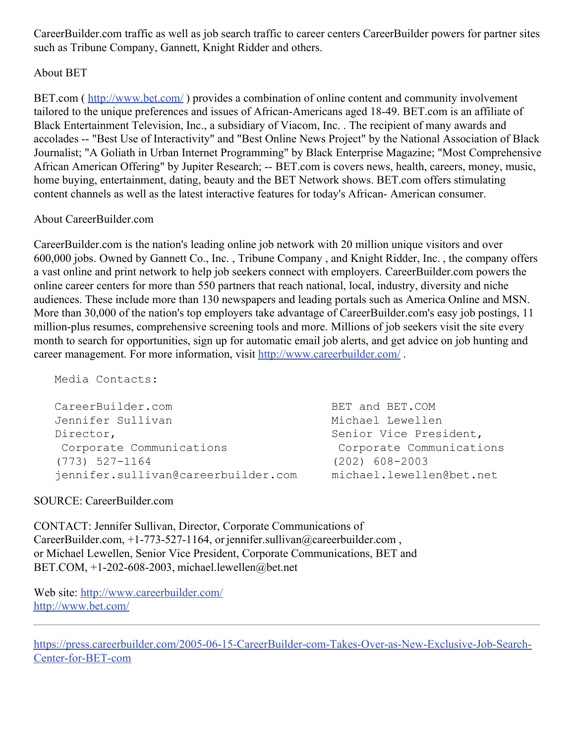CareerBuilder.com traffic as well as job search traffic to career centers CareerBuilder powers for partner sites such as Tribune Company, Gannett, Knight Ridder and others.

About BET

BET.com ( http://www.bet.com/ ) provides a combination of online content and community involvement tailored to the unique preferences and issues of African-Americans aged 18-49. BET.com is an affiliate of Black Entertainment Television, Inc., a subsidiary of Viacom, Inc. . The recipient of many awards and accolades -- "Best Use of Interactivity" and "Best Online News Project" by the National Association of Black Journalist; "A Goliath in Urban Internet Programming" by Black Enterprise Magazine; "Most Comprehensive African American Offering" by Jupiter Research; -- BET.com is covers news, health, careers, money, music, home buying, entertainment, dating, beauty and the BET Network shows. BET.com offers stimulating content channels as well as the latest interactive features for today's African- American consumer.

About CareerBuilder.com

CareerBuilder.com is the nation's leading online job network with 20 million unique visitors and over 600,000 jobs. Owned by Gannett Co., Inc. , Tribune Company , and Knight Ridder, Inc. , the company offers a vast online and print network to help job seekers connect with employers. CareerBuilder.com powers the online career centers for more than 550 partners that reach national, local, industry, diversity and niche audiences. These include more than 130 newspapers and leading portals such as America Online and MSN. More than 30,000 of the nation's top employers take advantage of CareerBuilder.com's easy job postings, 11 million-plus resumes, comprehensive screening tools and more. Millions of job seekers visit the site every month to search for opportunities, sign up for automatic email job alerts, and get advice on job hunting and career management. For more information, visit http://www.careerbuilder.com/ .

```
Media Contacts:

CareerBuilder.com                       BET and BET.COM
Jennifer Sullivan                       Michael Lewellen
Director,                               Senior Vice President,
 Corporate Communications                Corporate Communications
(773) 527-1164                          (202) 608-2003
jennifer.sullivan@careerbuilder.com     michael.lewellen@bet.net
```

SOURCE: CareerBuilder.com

CONTACT: Jennifer Sullivan, Director, Corporate Communications of CareerBuilder.com, +1-773-527-1164, or jennifer.sullivan@careerbuilder.com , or Michael Lewellen, Senior Vice President, Corporate Communications, BET and BET.COM, +1-202-608-2003, michael.lewellen@bet.net

Web site: http://www.careerbuilder.com/
http://www.bet.com/

---

https://press.careerbuilder.com/2005-06-15-CareerBuilder-com-Takes-Over-as-New-Exclusive-Job-Search-Center-for-BET-com